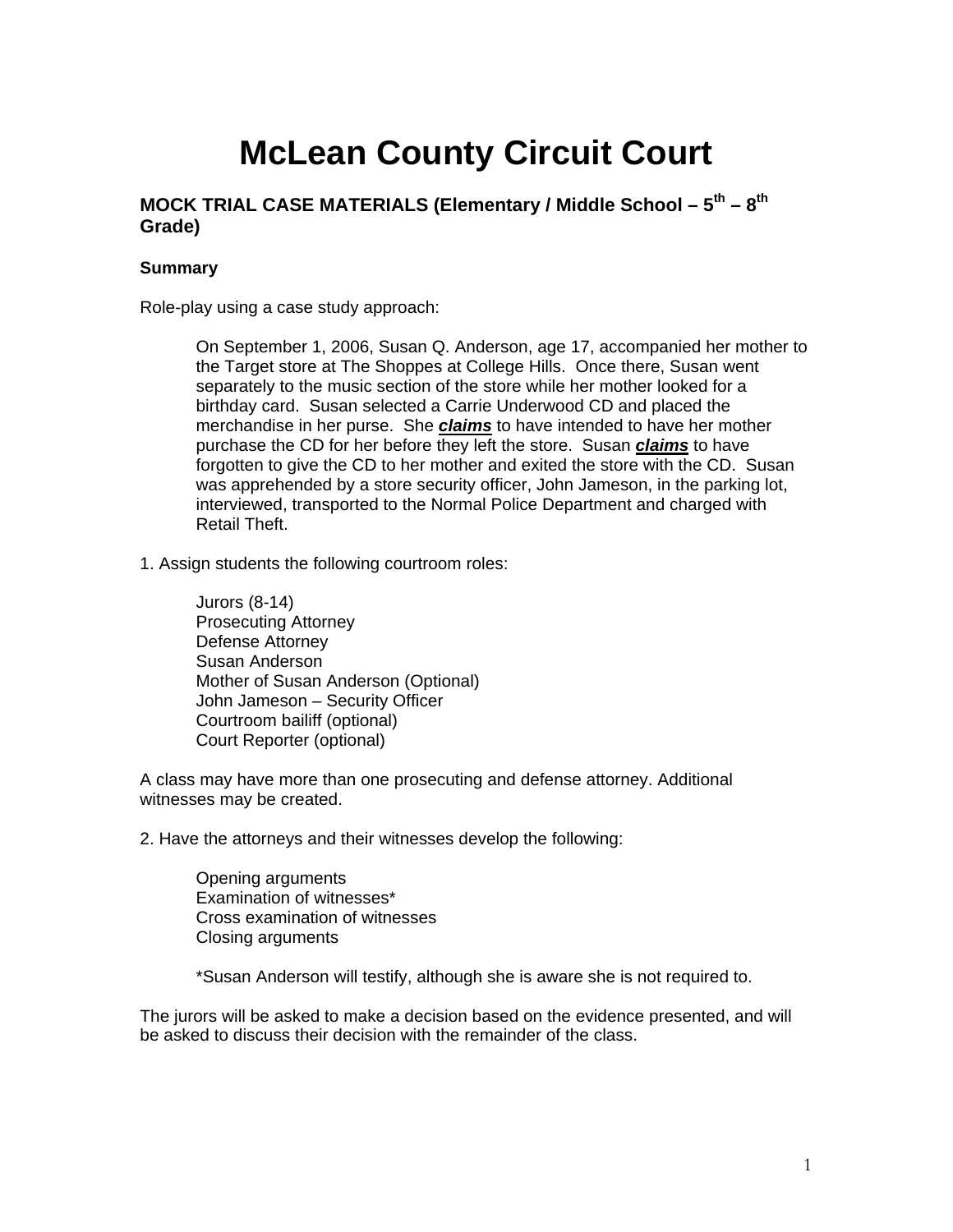# McLean County Circuit Court

### MOCK TRIAL CASE MATERIALS (Elementary / Middle School – 5th – 8th Grade)

**Summary**

Role-play using a case study approach:

> On September 1, 2006, Susan Q. Anderson, age 17, accompanied her mother to the Target store at The Shoppes at College Hills. Once there, Susan went separately to the music section of the store while her mother looked for a birthday card. Susan selected a Carrie Underwood CD and placed the merchandise in her purse. She ***claims*** to have intended to have her mother purchase the CD for her before they left the store. Susan ***claims*** to have forgotten to give the CD to her mother and exited the store with the CD. Susan was apprehended by a store security officer, John Jameson, in the parking lot, interviewed, transported to the Normal Police Department and charged with Retail Theft.

1. Assign students the following courtroom roles:

    Jurors (8-14)
    Prosecuting Attorney
    Defense Attorney
    Susan Anderson
    Mother of Susan Anderson (Optional)
    John Jameson – Security Officer
    Courtroom bailiff (optional)
    Court Reporter (optional)

A class may have more than one prosecuting and defense attorney. Additional witnesses may be created.

2. Have the attorneys and their witnesses develop the following:

    Opening arguments
    Examination of witnesses*
    Cross examination of witnesses
    Closing arguments

    *Susan Anderson will testify, although she is aware she is not required to.

The jurors will be asked to make a decision based on the evidence presented, and will be asked to discuss their decision with the remainder of the class.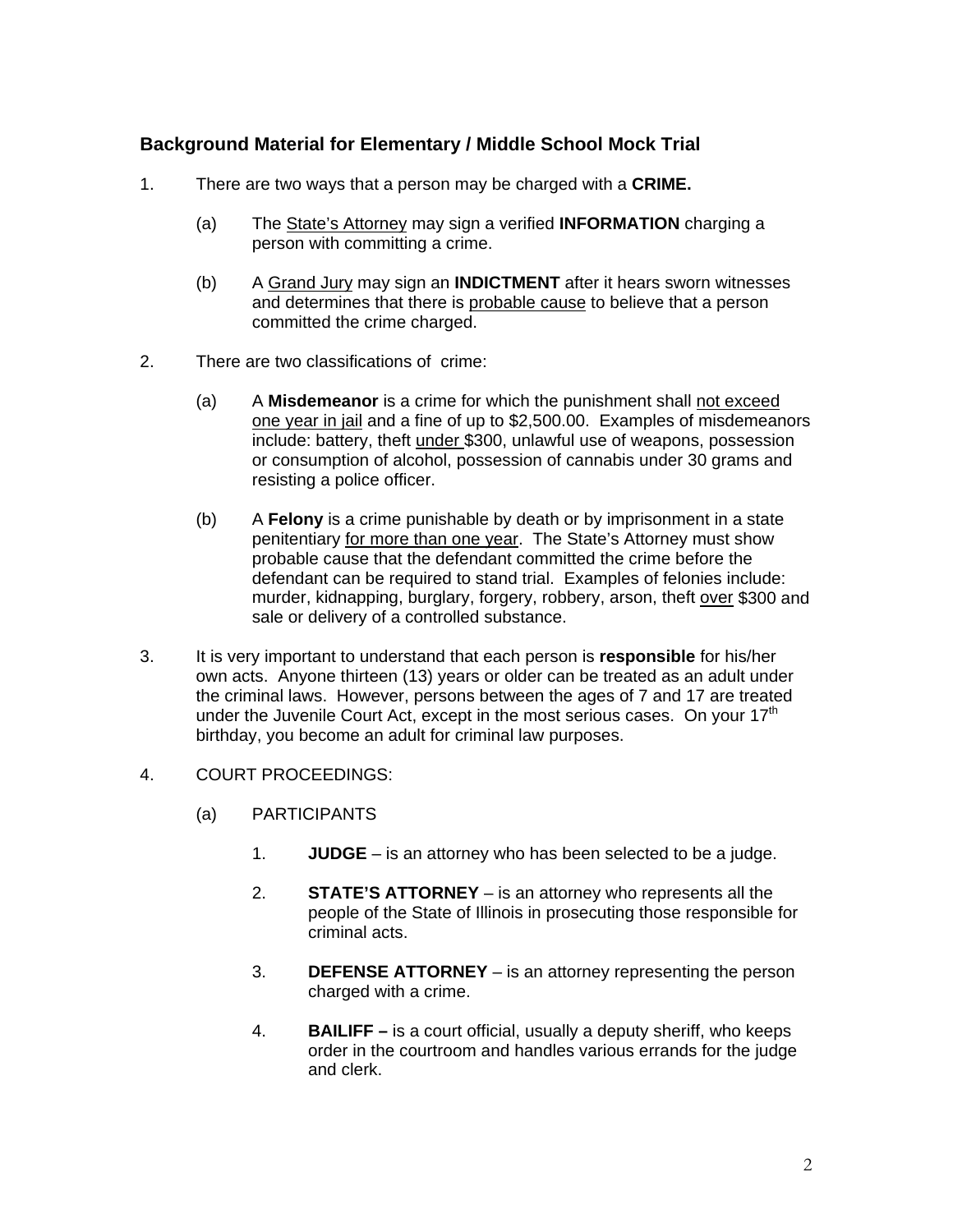## Background Material for Elementary / Middle School Mock Trial

1. There are two ways that a person may be charged with a **CRIME.**

   (a) The State's Attorney may sign a verified **INFORMATION** charging a person with committing a crime.

   (b) A Grand Jury may sign an **INDICTMENT** after it hears sworn witnesses and determines that there is probable cause to believe that a person committed the crime charged.

2. There are two classifications of crime:

   (a) A **Misdemeanor** is a crime for which the punishment shall not exceed one year in jail and a fine of up to $2,500.00. Examples of misdemeanors include: battery, theft under $300, unlawful use of weapons, possession or consumption of alcohol, possession of cannabis under 30 grams and resisting a police officer.

   (b) A **Felony** is a crime punishable by death or by imprisonment in a state penitentiary for more than one year. The State's Attorney must show probable cause that the defendant committed the crime before the defendant can be required to stand trial. Examples of felonies include: murder, kidnapping, burglary, forgery, robbery, arson, theft over $300 and sale or delivery of a controlled substance.

3. It is very important to understand that each person is **responsible** for his/her own acts. Anyone thirteen (13) years or older can be treated as an adult under the criminal laws. However, persons between the ages of 7 and 17 are treated under the Juvenile Court Act, except in the most serious cases. On your 17th birthday, you become an adult for criminal law purposes.

4. COURT PROCEEDINGS:

   (a) PARTICIPANTS

      1. **JUDGE** – is an attorney who has been selected to be a judge.

      2. **STATE'S ATTORNEY** – is an attorney who represents all the people of the State of Illinois in prosecuting those responsible for criminal acts.

      3. **DEFENSE ATTORNEY** – is an attorney representing the person charged with a crime.

      4. **BAILIFF –** is a court official, usually a deputy sheriff, who keeps order in the courtroom and handles various errands for the judge and clerk.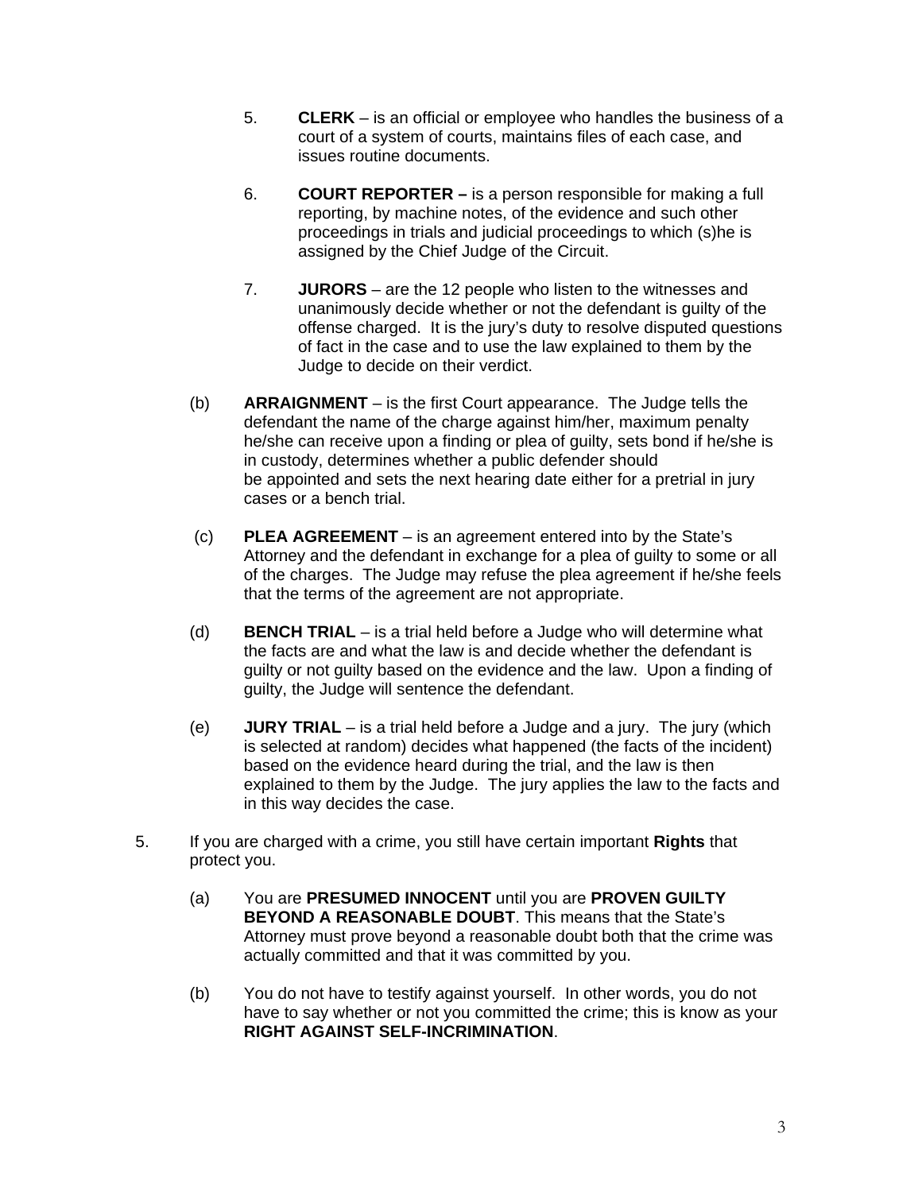5. **CLERK** – is an official or employee who handles the business of a court of a system of courts, maintains files of each case, and issues routine documents.

6. **COURT REPORTER –** is a person responsible for making a full reporting, by machine notes, of the evidence and such other proceedings in trials and judicial proceedings to which (s)he is assigned by the Chief Judge of the Circuit.

7. **JURORS** – are the 12 people who listen to the witnesses and unanimously decide whether or not the defendant is guilty of the offense charged. It is the jury's duty to resolve disputed questions of fact in the case and to use the law explained to them by the Judge to decide on their verdict.

(b) **ARRAIGNMENT** – is the first Court appearance. The Judge tells the defendant the name of the charge against him/her, maximum penalty he/she can receive upon a finding or plea of guilty, sets bond if he/she is in custody, determines whether a public defender should be appointed and sets the next hearing date either for a pretrial in jury cases or a bench trial.

(c) **PLEA AGREEMENT** – is an agreement entered into by the State's Attorney and the defendant in exchange for a plea of guilty to some or all of the charges. The Judge may refuse the plea agreement if he/she feels that the terms of the agreement are not appropriate.

(d) **BENCH TRIAL** – is a trial held before a Judge who will determine what the facts are and what the law is and decide whether the defendant is guilty or not guilty based on the evidence and the law. Upon a finding of guilty, the Judge will sentence the defendant.

(e) **JURY TRIAL** – is a trial held before a Judge and a jury. The jury (which is selected at random) decides what happened (the facts of the incident) based on the evidence heard during the trial, and the law is then explained to them by the Judge. The jury applies the law to the facts and in this way decides the case.

5. If you are charged with a crime, you still have certain important **Rights** that protect you.

(a) You are **PRESUMED INNOCENT** until you are **PROVEN GUILTY BEYOND A REASONABLE DOUBT**. This means that the State's Attorney must prove beyond a reasonable doubt both that the crime was actually committed and that it was committed by you.

(b) You do not have to testify against yourself. In other words, you do not have to say whether or not you committed the crime; this is know as your **RIGHT AGAINST SELF-INCRIMINATION**.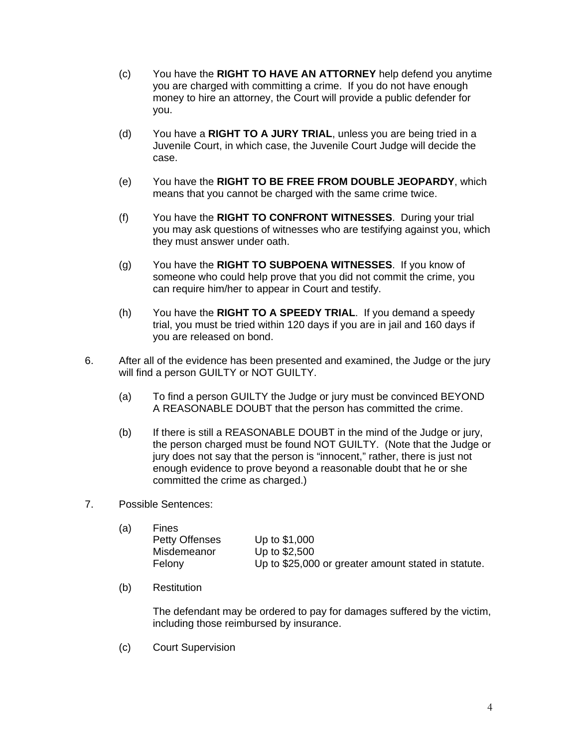(c) You have the **RIGHT TO HAVE AN ATTORNEY** help defend you anytime you are charged with committing a crime. If you do not have enough money to hire an attorney, the Court will provide a public defender for you.

(d) You have a **RIGHT TO A JURY TRIAL**, unless you are being tried in a Juvenile Court, in which case, the Juvenile Court Judge will decide the case.

(e) You have the **RIGHT TO BE FREE FROM DOUBLE JEOPARDY**, which means that you cannot be charged with the same crime twice.

(f) You have the **RIGHT TO CONFRONT WITNESSES**. During your trial you may ask questions of witnesses who are testifying against you, which they must answer under oath.

(g) You have the **RIGHT TO SUBPOENA WITNESSES**. If you know of someone who could help prove that you did not commit the crime, you can require him/her to appear in Court and testify.

(h) You have the **RIGHT TO A SPEEDY TRIAL**. If you demand a speedy trial, you must be tried within 120 days if you are in jail and 160 days if you are released on bond.

6. After all of the evidence has been presented and examined, the Judge or the jury will find a person GUILTY or NOT GUILTY.

   (a) To find a person GUILTY the Judge or jury must be convinced BEYOND A REASONABLE DOUBT that the person has committed the crime.

   (b) If there is still a REASONABLE DOUBT in the mind of the Judge or jury, the person charged must be found NOT GUILTY. (Note that the Judge or jury does not say that the person is "innocent," rather, there is just not enough evidence to prove beyond a reasonable doubt that he or she committed the crime as charged.)

7. Possible Sentences:

   (a) Fines

   | | |
   |---|---|
   | Petty Offenses | Up to $1,000 |
   | Misdemeanor | Up to $2,500 |
   | Felony | Up to $25,000 or greater amount stated in statute. |

   (b) Restitution

   The defendant may be ordered to pay for damages suffered by the victim, including those reimbursed by insurance.

   (c) Court Supervision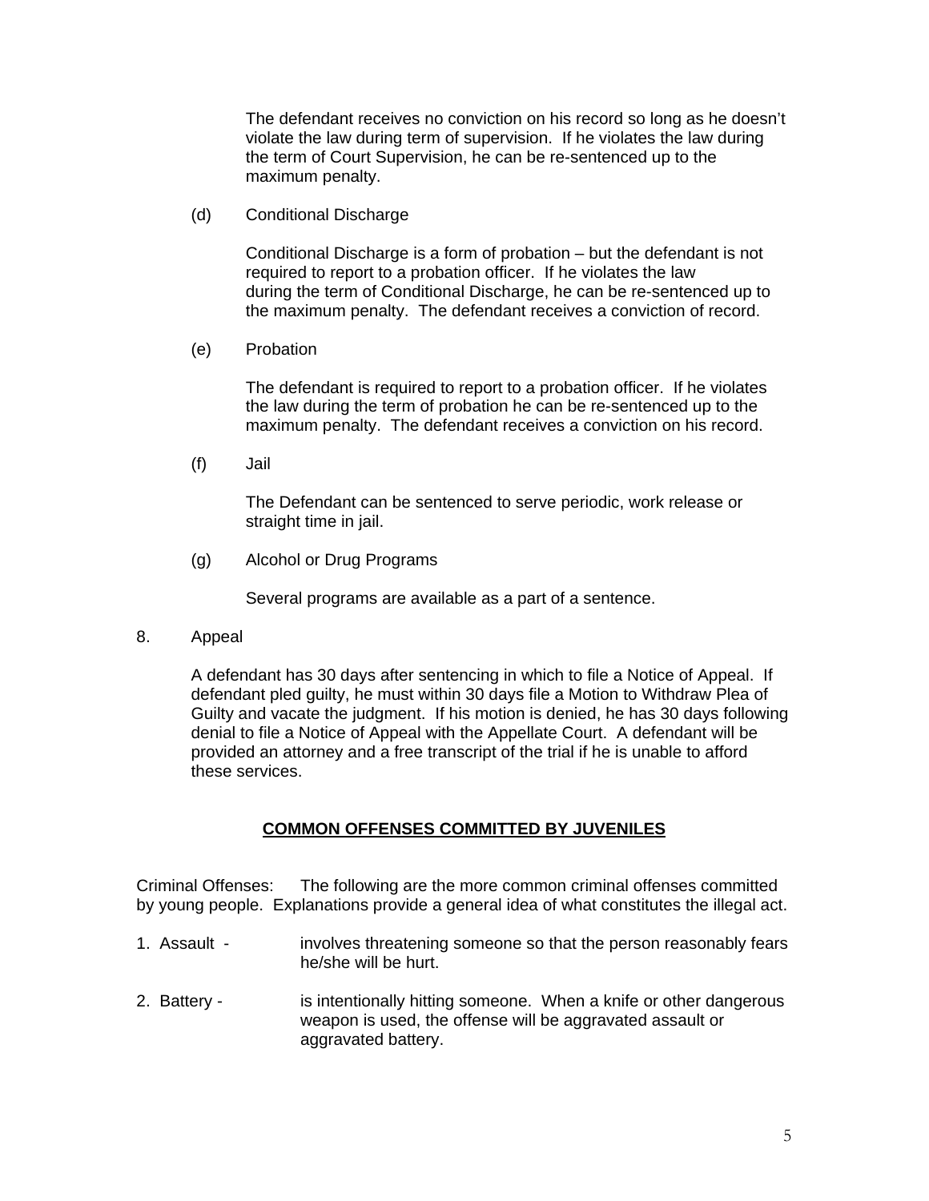The defendant receives no conviction on his record so long as he doesn't violate the law during term of supervision. If he violates the law during the term of Court Supervision, he can be re-sentenced up to the maximum penalty.

(d) Conditional Discharge

Conditional Discharge is a form of probation – but the defendant is not required to report to a probation officer. If he violates the law during the term of Conditional Discharge, he can be re-sentenced up to the maximum penalty. The defendant receives a conviction of record.

(e) Probation

The defendant is required to report to a probation officer. If he violates the law during the term of probation he can be re-sentenced up to the maximum penalty. The defendant receives a conviction on his record.

(f) Jail

The Defendant can be sentenced to serve periodic, work release or straight time in jail.

(g) Alcohol or Drug Programs

Several programs are available as a part of a sentence.

8. Appeal

A defendant has 30 days after sentencing in which to file a Notice of Appeal. If defendant pled guilty, he must within 30 days file a Motion to Withdraw Plea of Guilty and vacate the judgment. If his motion is denied, he has 30 days following denial to file a Notice of Appeal with the Appellate Court. A defendant will be provided an attorney and a free transcript of the trial if he is unable to afford these services.

## **COMMON OFFENSES COMMITTED BY JUVENILES**

Criminal Offenses: The following are the more common criminal offenses committed by young people. Explanations provide a general idea of what constitutes the illegal act.

1. Assault - involves threatening someone so that the person reasonably fears he/she will be hurt.

2. Battery - is intentionally hitting someone. When a knife or other dangerous weapon is used, the offense will be aggravated assault or aggravated battery.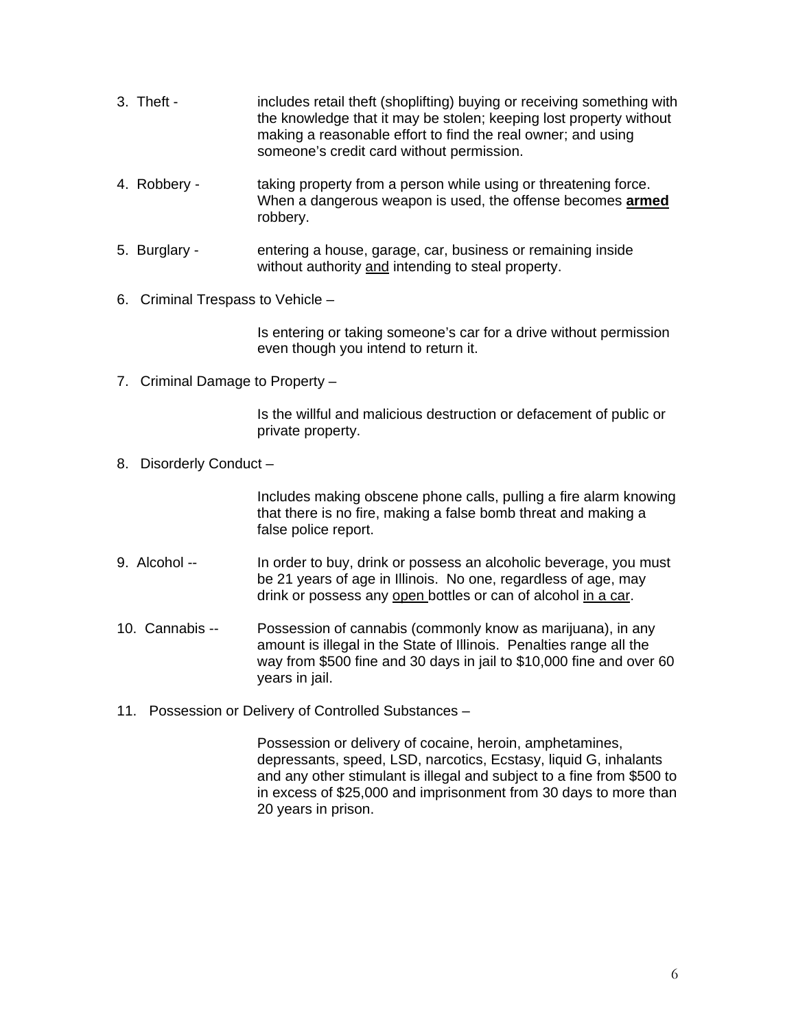3. Theft - includes retail theft (shoplifting) buying or receiving something with the knowledge that it may be stolen; keeping lost property without making a reasonable effort to find the real owner; and using someone's credit card without permission.

4. Robbery - taking property from a person while using or threatening force. When a dangerous weapon is used, the offense becomes **armed** robbery.

5. Burglary - entering a house, garage, car, business or remaining inside without authority and intending to steal property.

6. Criminal Trespass to Vehicle –

   Is entering or taking someone's car for a drive without permission even though you intend to return it.

7. Criminal Damage to Property –

   Is the willful and malicious destruction or defacement of public or private property.

8. Disorderly Conduct –

   Includes making obscene phone calls, pulling a fire alarm knowing that there is no fire, making a false bomb threat and making a false police report.

9. Alcohol -- In order to buy, drink or possess an alcoholic beverage, you must be 21 years of age in Illinois. No one, regardless of age, may drink or possess any open bottles or can of alcohol in a car.

10. Cannabis -- Possession of cannabis (commonly know as marijuana), in any amount is illegal in the State of Illinois. Penalties range all the way from $500 fine and 30 days in jail to $10,000 fine and over 60 years in jail.

11. Possession or Delivery of Controlled Substances –

    Possession or delivery of cocaine, heroin, amphetamines, depressants, speed, LSD, narcotics, Ecstasy, liquid G, inhalants and any other stimulant is illegal and subject to a fine from $500 to in excess of $25,000 and imprisonment from 30 days to more than 20 years in prison.